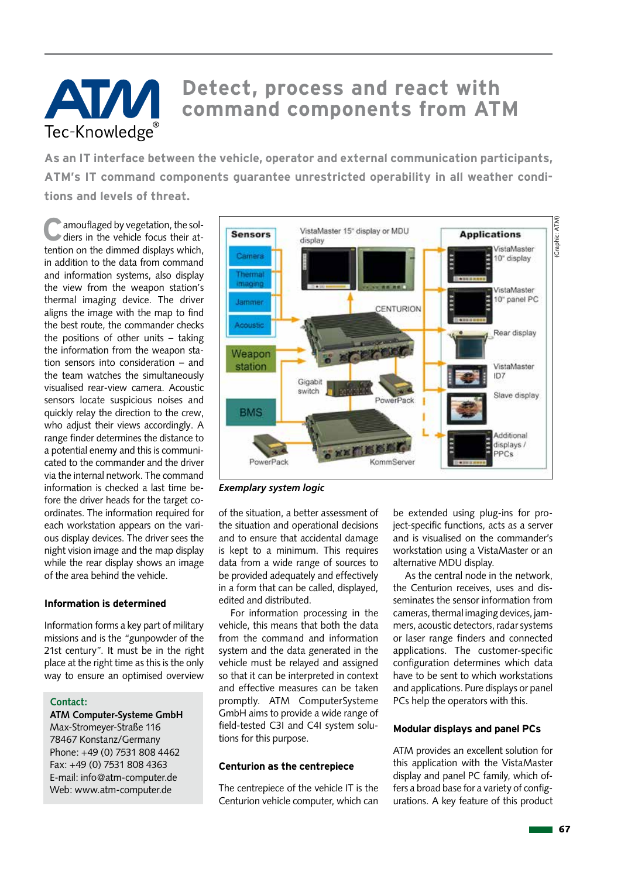ATM Tec-Knowledge®

# Detect, process and react with command components from ATM

**As an IT interface between the vehicle, operator and external communication participants, ATM's IT command components guarantee unrestricted operability in all weather conditions and levels of threat.**

Camouflaged by vegetation, the soldiers in the vehicle focus their attention on the dimmed displays which, in addition to the data from command and information systems, also display the view from the weapon station's thermal imaging device. The driver aligns the image with the map to find the best route, the commander checks the positions of other units – taking the information from the weapon station sensors into consideration – and the team watches the simultaneously visualised rear-view camera. Acoustic sensors locate suspicious noises and quickly relay the direction to the crew, who adjust their views accordingly. A range finder determines the distance to a potential enemy and this is communicated to the commander and the driver via the internal network. The command information is checked a last time before the driver heads for the target coordinates. The information required for each workstation appears on the various display devices. The driver sees the night vision image and the map display while the rear display shows an image of the area behind the vehicle.

### Information is determined

Information forms a key part of military missions and is the "gunpowder of the 21st century". It must be in the right place at the right time as this is the only way to ensure an optimised overview

**Contact:**
**ATM Computer-Systeme GmbH**
Max-Stromeyer-Straße 116
78467 Konstanz/Germany
Phone: +49 (0) 7531 808 4462
Fax: +49 (0) 7531 808 4363
E-mail: info@atm-computer.de
Web: www.atm-computer.de

*Exemplary system logic*

of the situation, a better assessment of the situation and operational decisions and to ensure that accidental damage is kept to a minimum. This requires data from a wide range of sources to be provided adequately and effectively in a form that can be called, displayed, edited and distributed.

For information processing in the vehicle, this means that both the data from the command and information system and the data generated in the vehicle must be relayed and assigned so that it can be interpreted in context and effective measures can be taken promptly. ATM ComputerSysteme GmbH aims to provide a wide range of field-tested C3I and C4I system solutions for this purpose.

### Centurion as the centrepiece

The centrepiece of the vehicle IT is the Centurion vehicle computer, which can be extended using plug-ins for project-specific functions, acts as a server and is visualised on the commander's workstation using a VistaMaster or an alternative MDU display.

As the central node in the network, the Centurion receives, uses and disseminates the sensor information from cameras, thermal imaging devices, jammers, acoustic detectors, radar systems or laser range finders and connected applications. The customer-specific configuration determines which data have to be sent to which workstations and applications. Pure displays or panel PCs help the operators with this.

### Modular displays and panel PCs

ATM provides an excellent solution for this application with the VistaMaster display and panel PC family, which offers a broad base for a variety of configurations. A key feature of this product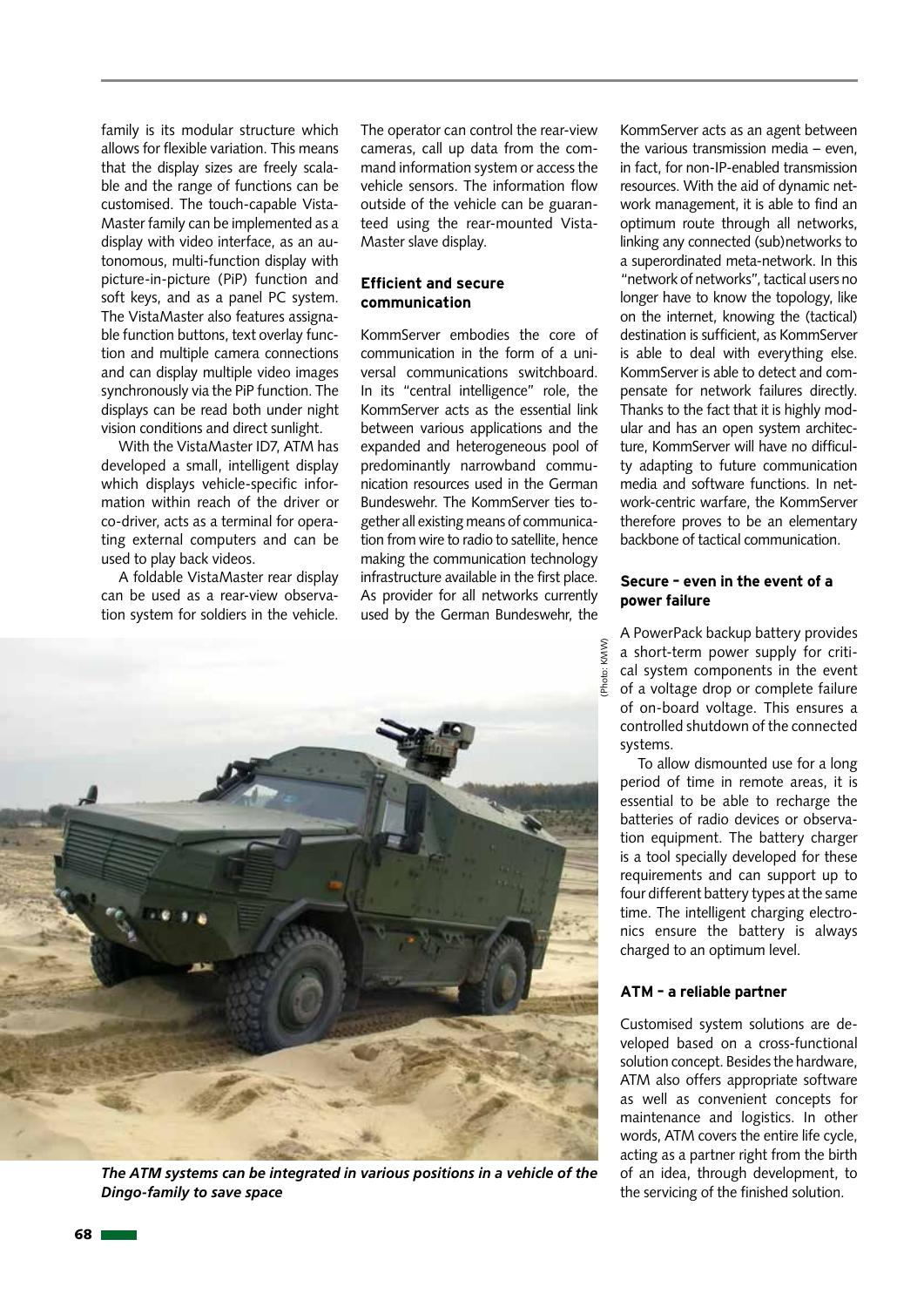family is its modular structure which allows for flexible variation. This means that the display sizes are freely scalable and the range of functions can be customised. The touch-capable VistaMaster family can be implemented as a display with video interface, as an autonomous, multi-function display with picture-in-picture (PiP) function and soft keys, and as a panel PC system. The VistaMaster also features assignable function buttons, text overlay function and multiple camera connections and can display multiple video images synchronously via the PiP function. The displays can be read both under night vision conditions and direct sunlight.

With the VistaMaster ID7, ATM has developed a small, intelligent display which displays vehicle-specific information within reach of the driver or co-driver, acts as a terminal for operating external computers and can be used to play back videos.

A foldable VistaMaster rear display can be used as a rear-view observation system for soldiers in the vehicle. The operator can control the rear-view cameras, call up data from the command information system or access the vehicle sensors. The information flow outside of the vehicle can be guaranteed using the rear-mounted VistaMaster slave display.

### Efficient and secure communication

KommServer embodies the core of communication in the form of a universal communications switchboard. In its "central intelligence" role, the KommServer acts as the essential link between various applications and the expanded and heterogeneous pool of predominantly narrowband communication resources used in the German Bundeswehr. The KommServer ties together all existing means of communication from wire to radio to satellite, hence making the communication technology infrastructure available in the first place. As provider for all networks currently used by the German Bundeswehr, the KommServer acts as an agent between the various transmission media – even, in fact, for non-IP-enabled transmission resources. With the aid of dynamic network management, it is able to find an optimum route through all networks, linking any connected (sub)networks to a superordinated meta-network. In this "network of networks", tactical users no longer have to know the topology, like on the internet, knowing the (tactical) destination is sufficient, as KommServer is able to deal with everything else. KommServer is able to detect and compensate for network failures directly. Thanks to the fact that it is highly modular and has an open system architecture, KommServer will have no difficulty adapting to future communication media and software functions. In network-centric warfare, the KommServer therefore proves to be an elementary backbone of tactical communication.

(Photo: KMW)

*The ATM systems can be integrated in various positions in a vehicle of the Dingo-family to save space*

### Secure – even in the event of a power failure

A PowerPack backup battery provides a short-term power supply for critical system components in the event of a voltage drop or complete failure of on-board voltage. This ensures a controlled shutdown of the connected systems.

To allow dismounted use for a long period of time in remote areas, it is essential to be able to recharge the batteries of radio devices or observation equipment. The battery charger is a tool specially developed for these requirements and can support up to four different battery types at the same time. The intelligent charging electronics ensure the battery is always charged to an optimum level.

### ATM – a reliable partner

Customised system solutions are developed based on a cross-functional solution concept. Besides the hardware, ATM also offers appropriate software as well as convenient concepts for maintenance and logistics. In other words, ATM covers the entire life cycle, acting as a partner right from the birth of an idea, through development, to the servicing of the finished solution.